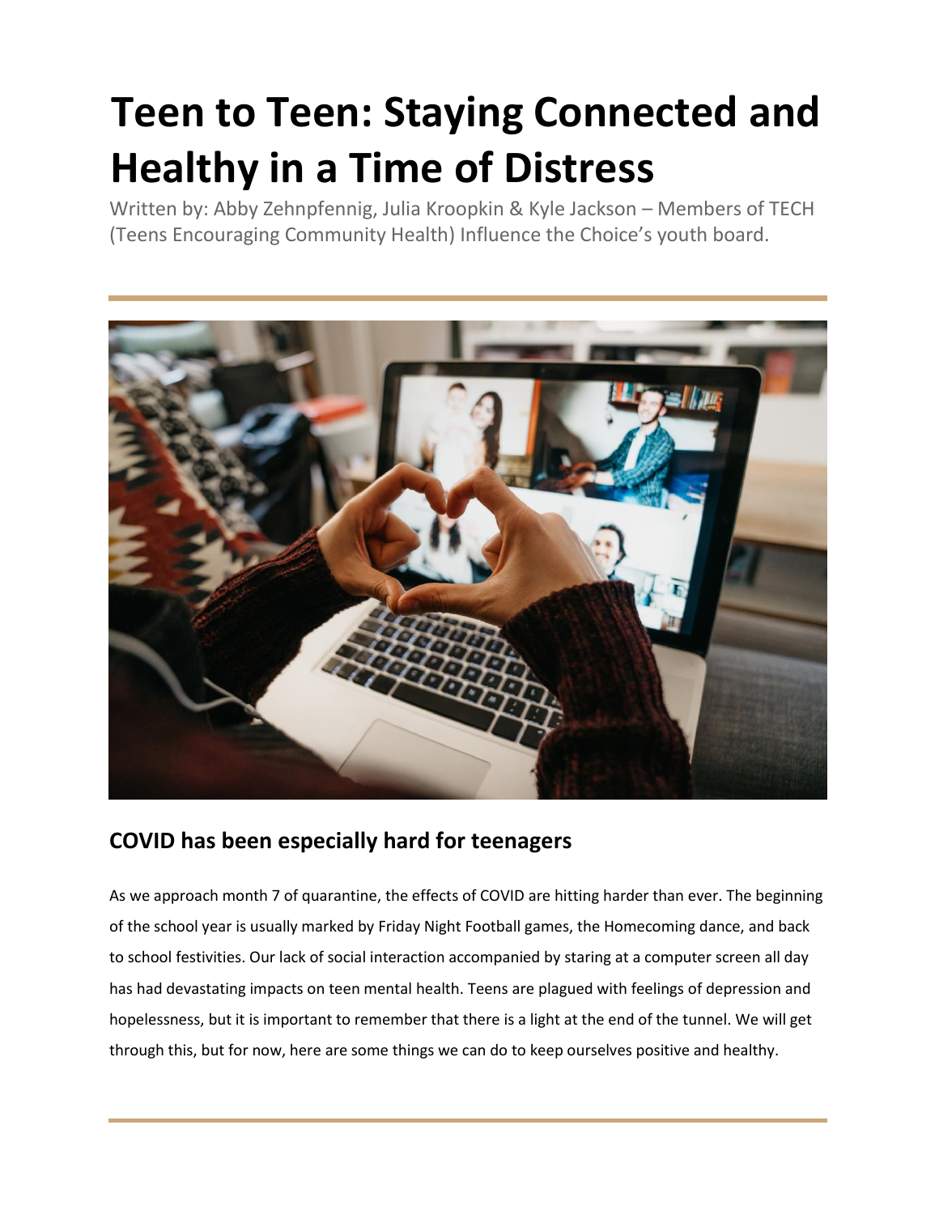# Teen to Teen: Staying Connected and Healthy in a Time of Distress

Written by: Abby Zehnpfennig, Julia Kroopkin & Kyle Jackson – Members of TECH (Teens Encouraging Community Health) Influence the Choice's youth board.

---

## COVID has been especially hard for teenagers

As we approach month 7 of quarantine, the effects of COVID are hitting harder than ever. The beginning of the school year is usually marked by Friday Night Football games, the Homecoming dance, and back to school festivities. Our lack of social interaction accompanied by staring at a computer screen all day has had devastating impacts on teen mental health. Teens are plagued with feelings of depression and hopelessness, but it is important to remember that there is a light at the end of the tunnel. We will get through this, but for now, here are some things we can do to keep ourselves positive and healthy.

---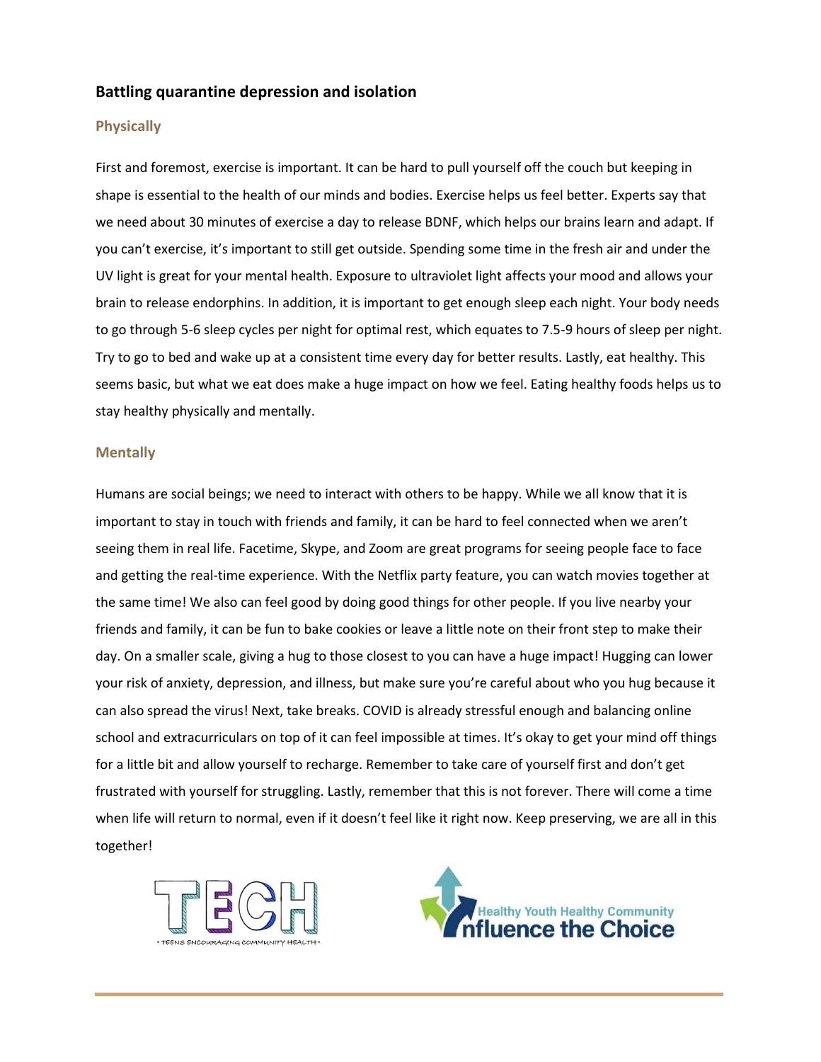## Battling quarantine depression and isolation

### Physically

First and foremost, exercise is important. It can be hard to pull yourself off the couch but keeping in shape is essential to the health of our minds and bodies. Exercise helps us feel better. Experts say that we need about 30 minutes of exercise a day to release BDNF, which helps our brains learn and adapt. If you can't exercise, it's important to still get outside. Spending some time in the fresh air and under the UV light is great for your mental health. Exposure to ultraviolet light affects your mood and allows your brain to release endorphins. In addition, it is important to get enough sleep each night. Your body needs to go through 5-6 sleep cycles per night for optimal rest, which equates to 7.5-9 hours of sleep per night. Try to go to bed and wake up at a consistent time every day for better results. Lastly, eat healthy. This seems basic, but what we eat does make a huge impact on how we feel. Eating healthy foods helps us to stay healthy physically and mentally.

### Mentally

Humans are social beings; we need to interact with others to be happy. While we all know that it is important to stay in touch with friends and family, it can be hard to feel connected when we aren't seeing them in real life. Facetime, Skype, and Zoom are great programs for seeing people face to face and getting the real-time experience. With the Netflix party feature, you can watch movies together at the same time! We also can feel good by doing good things for other people. If you live nearby your friends and family, it can be fun to bake cookies or leave a little note on their front step to make their day. On a smaller scale, giving a hug to those closest to you can have a huge impact! Hugging can lower your risk of anxiety, depression, and illness, but make sure you're careful about who you hug because it can also spread the virus! Next, take breaks. COVID is already stressful enough and balancing online school and extracurriculars on top of it can feel impossible at times. It's okay to get your mind off things for a little bit and allow yourself to recharge. Remember to take care of yourself first and don't get frustrated with yourself for struggling. Lastly, remember that this is not forever. There will come a time when life will return to normal, even if it doesn't feel like it right now. Keep preserving, we are all in this together!

TECH
• TEENS ENCOURAGING COMMUNITY HEALTH •

Healthy Youth Healthy Community
Influence the Choice